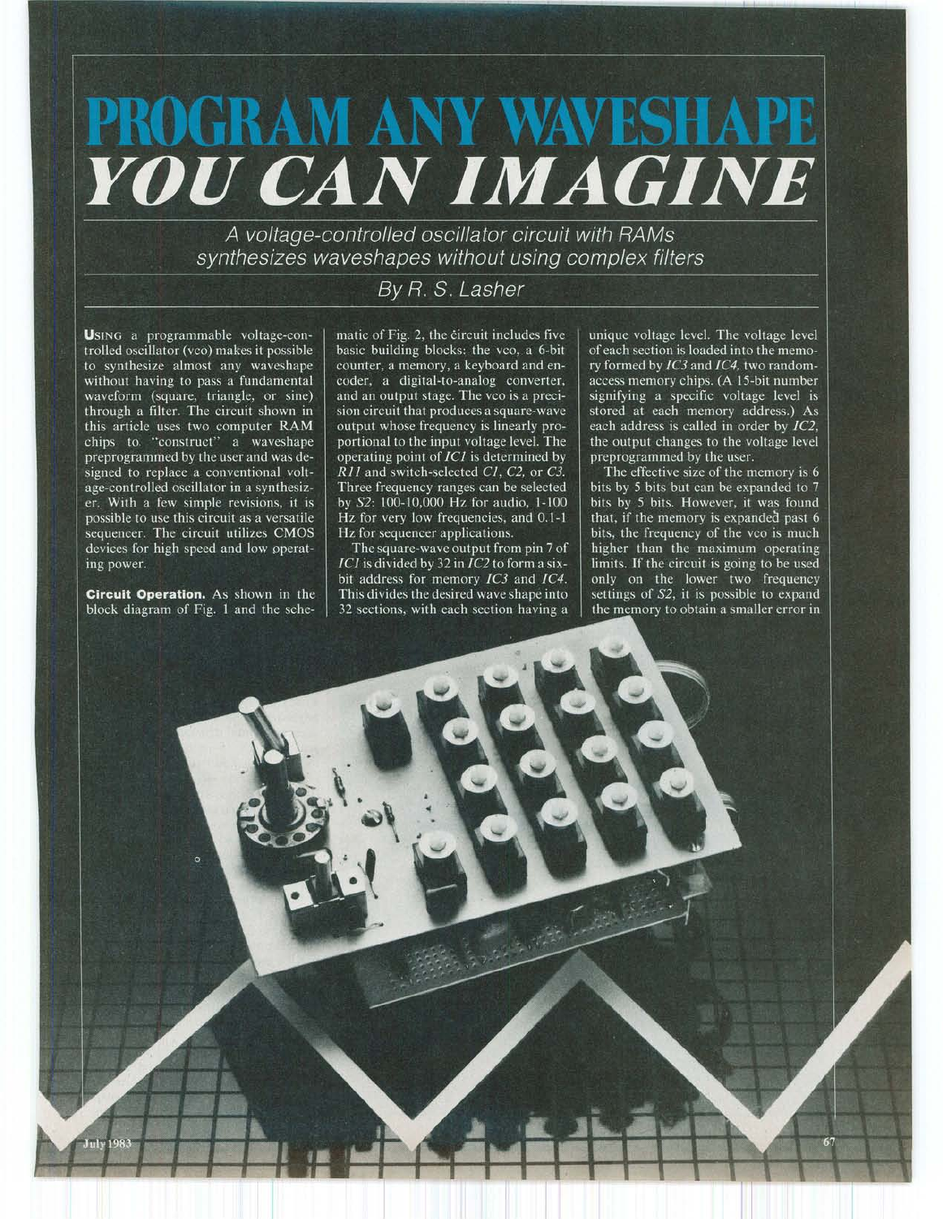# PROGRAM ANY WAVESHAPE *YOU CAN IMAGINE*

*A voltage-controlled oscillator circuit with RAMs synthesizes waveshapes without using complex filters*

*By R. S. Lasher*

**U**SING a programmable voltage-controlled oscillator (vco) makes it possible to synthesize almost any waveshape without having to pass a fundamental waveform (square, triangle, or sine) through a filter. The circuit shown in this article uses two computer RAM chips to "construct" a waveshape preprogrammed by the user and was designed to replace a conventional voltage-controlled oscillator in a synthesizer. With a few simple revisions, it is possible to use this circuit as a versatile sequencer. The circuit utilizes CMOS devices for high speed and low operating power.

**Circuit Operation.** As shown in the block diagram of Fig. 1 and the schematic of Fig. 2, the circuit includes five basic building blocks: the vco, a 6-bit counter, a memory, a keyboard and encoder, a digital-to-analog converter, and an output stage. The vco is a precision circuit that produces a square-wave output whose frequency is linearly proportional to the input voltage level. The operating point of *IC1* is determined by *R11* and switch-selected *C1*, *C2*, or *C3*. Three frequency ranges can be selected by *S2*: 100-10,000 Hz for audio, 1-100 Hz for very low frequencies, and 0.1-1 Hz for sequencer applications.

The square-wave output from pin 7 of *IC1* is divided by 32 in *IC2* to form a six-bit address for memory *IC3* and *IC4*. This divides the desired wave shape into 32 sections, with each section having a unique voltage level. The voltage level of each section is loaded into the memory formed by *IC3* and *IC4*, two random-access memory chips. (A 15-bit number signifying a specific voltage level is stored at each memory address.) As each address is called in order by *IC2*, the output changes to the voltage level preprogrammed by the user.

The effective size of the memory is 6 bits by 5 bits but can be expanded to 7 bits by 5 bits. However, it was found that, if the memory is expanded past 6 bits, the frequency of the vco is much higher than the maximum operating limits. If the circuit is going to be used only on the lower two frequency settings of *S2*, it is possible to expand the memory to obtain a smaller error in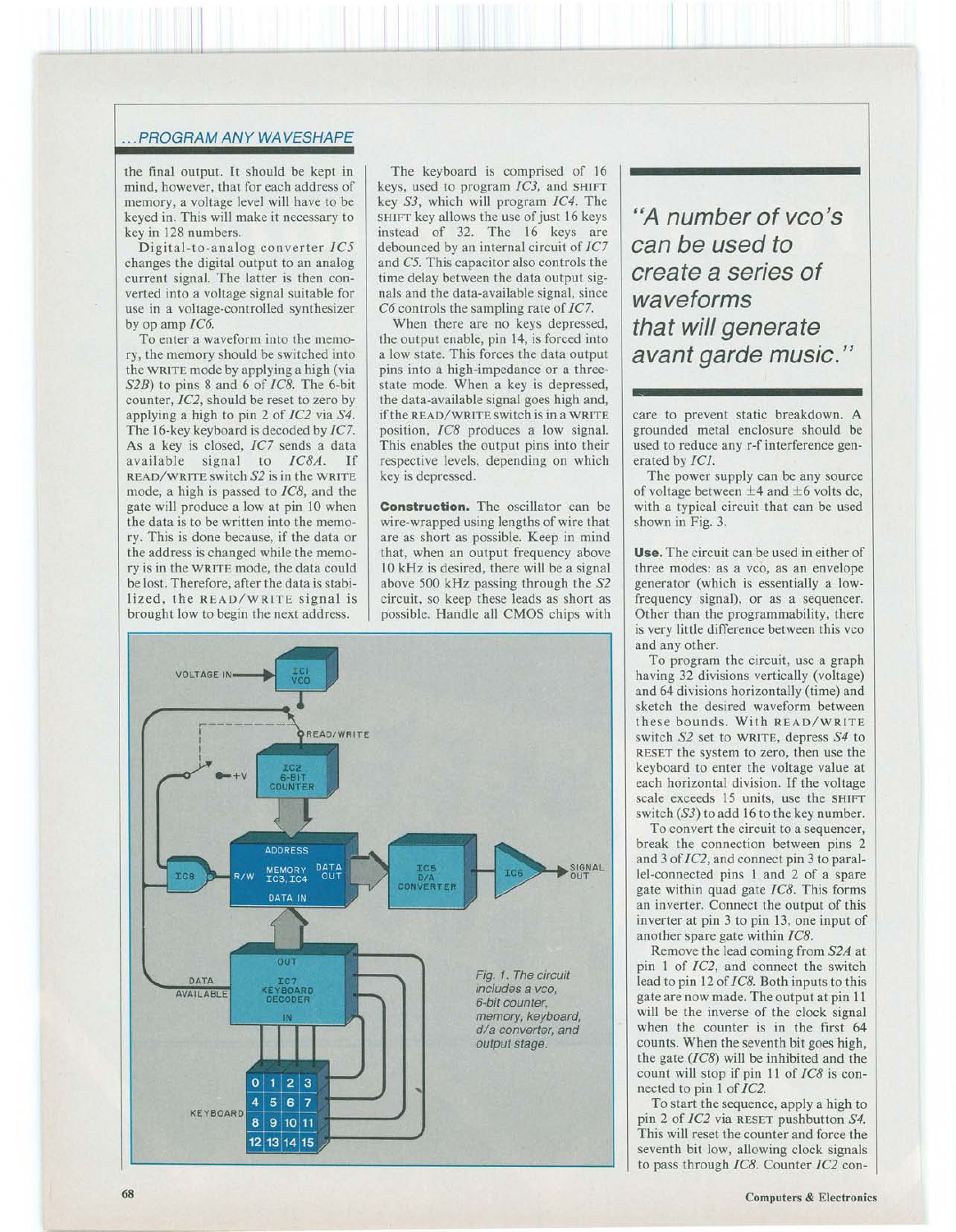the final output. It should be kept in mind, however, that for each address of memory, a voltage level will have to be keyed in. This will make it necessary to key in 128 numbers.

Digital-to-analog converter *IC5* changes the digital output to an analog current signal. The latter is then converted into a voltage signal suitable for use in a voltage-controlled synthesizer by op amp *IC6*.

To enter a waveform into the memory, the memory should be switched into the WRITE mode by applying a high (via *S2B*) to pins 8 and 6 of *IC8*. The 6-bit counter, *IC2*, should be reset to zero by applying a high to pin 2 of *IC2* via *S4*. The 16-key keyboard is decoded by *IC7*. As a key is closed, *IC7* sends a data available signal to *IC8A*. If READ/WRITE switch *S2* is in the WRITE mode, a high is passed to *IC8*, and the gate will produce a low at pin 10 when the data is to be written into the memory. This is done because, if the data or the address is changed while the memory is in the WRITE mode, the data could be lost. Therefore, after the data is stabilized, the READ/WRITE signal is brought low to begin the next address.

The keyboard is comprised of 16 keys, used to program *IC3*, and SHIFT key *S3*, which will program *IC4*. The SHIFT key allows the use of just 16 keys instead of 32. The 16 keys are debounced by an internal circuit of *IC7* and *C5*. This capacitor also controls the time delay between the data output signals and the data-available signal, since *C6* controls the sampling rate of *IC7*.

When there are no keys depressed, the output enable, pin 14, is forced into a low state. This forces the data output pins into a high-impedance or a three-state mode. When a key is depressed, the data-available signal goes high and, if the READ/WRITE switch is in a WRITE position, *IC8* produces a low signal. This enables the output pins into their respective levels, depending on which key is depressed.

**Construction.** The oscillator can be wire-wrapped using lengths of wire that are as short as possible. Keep in mind that, when an output frequency above 10 kHz is desired, there will be a signal above 500 kHz passing through the *S2* circuit, so keep these leads as short as possible. Handle all CMOS chips with care to prevent static breakdown. A grounded metal enclosure should be used to reduce any r-f interference generated by *IC1*.

> "A number of vco's can be used to create a series of waveforms that will generate avant garde music."

The power supply can be any source of voltage between ±4 and ±6 volts dc, with a typical circuit that can be used shown in Fig. 3.

*Fig. 1. The circuit includes a vco, 6-bit counter, memory, keyboard, d/a converter, and output stage.*

**Use.** The circuit can be used in either of three modes: as a vco, as an envelope generator (which is essentially a low-frequency signal), or as a sequencer. Other than the programmability, there is very little difference between this vco and any other.

To program the circuit, use a graph having 32 divisions vertically (voltage) and 64 divisions horizontally (time) and sketch the desired waveform between these bounds. With READ/WRITE switch *S2* set to WRITE, depress *S4* to RESET the system to zero, then use the keyboard to enter the voltage value at each horizontal division. If the voltage scale exceeds 15 units, use the SHIFT switch (*S3*) to add 16 to the key number.

To convert the circuit to a sequencer, break the connection between pins 2 and 3 of *IC2*, and connect pin 3 to parallel-connected pins 1 and 2 of a spare gate within quad gate *IC8*. This forms an inverter. Connect the output of this inverter at pin 3 to pin 13, one input of another spare gate within *IC8*.

Remove the lead coming from *S2A* at pin 1 of *IC2*, and connect the switch lead to pin 12 of *IC8*. Both inputs to this gate are now made. The output at pin 11 will be the inverse of the clock signal when the counter is in the first 64 counts. When the seventh bit goes high, the gate (*IC8*) will be inhibited and the count will stop if pin 11 of *IC8* is connected to pin 1 of *IC2*.

To start the sequence, apply a high to pin 2 of *IC2* via RESET pushbutton *S4*. This will reset the counter and force the seventh bit low, allowing clock signals to pass through *IC8*. Counter *IC2* con-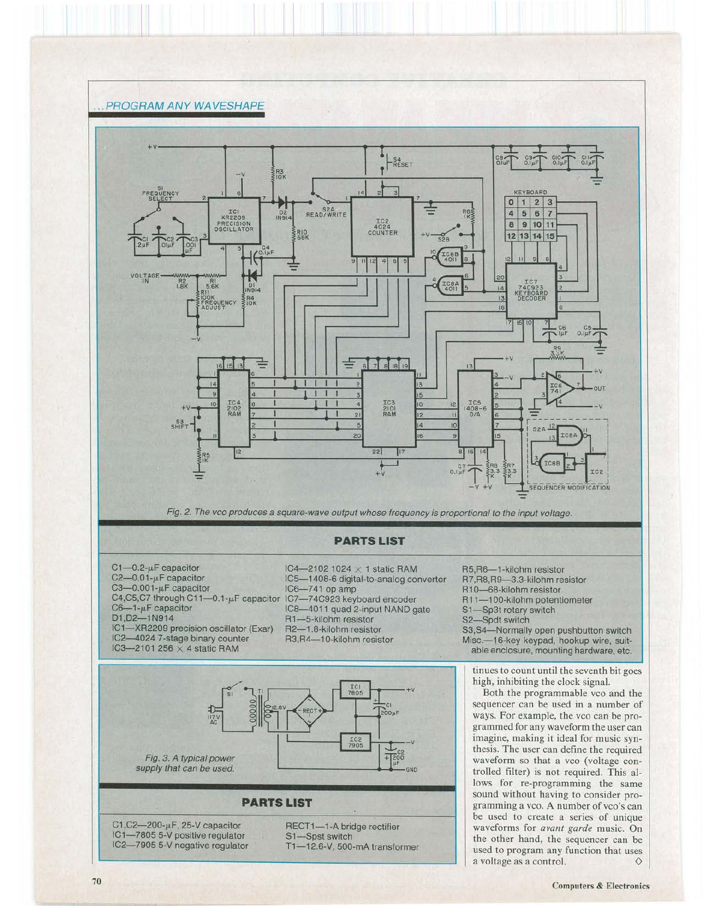*...PROGRAM ANY WAVESHAPE*

Fig. 2. The vco produces a square-wave output whose frequency is proportional to the input voltage.

## PARTS LIST

C1—0.2-μF capacitor
C2—0.01-μF capacitor
C3—0.001-μF capacitor
C4,C5,C7 through C11—0.1-μF capacitor
C6—1-μF capacitor
D1,D2—1N914
IC1—XR2209 precision oscillator (Exar)
IC2—4024 7-stage binary counter
IC3—2101 256 × 4 static RAM
IC4—2102 1024 × 1 static RAM
IC5—1408-6 digital-to-analog converter
IC6—741 op amp
IC7—74C923 keyboard encoder
IC8—4011 quad 2-input NAND gate
R1—5-kilohm resistor
R2—1.8-kilohm resistor
R3,R4—10-kilohm resistor
R5,R6—1-kilohm resistor
R7,R8,R9—3.3-kilohm resistor
R10—68-kilohm resistor
R11—100-kilohm potentiometer
S1—Sp3t rotary switch
S2—Spdt switch
S3,S4—Normally open pushbutton switch
Misc.—16-key keypad, hookup wire, suitable enclosure, mounting hardware, etc.

Fig. 3. A typical power supply that can be used.

## PARTS LIST

C1,C2—200-μF, 25-V capacitor
IC1—7805 5-V positive regulator
IC2—7905 5-V negative regulator
RECT1—1-A bridge rectifier
S1—Spst switch
T1—12.6-V, 500-mA transformer

tinues to count until the seventh bit goes high, inhibiting the clock signal.

Both the programmable vco and the sequencer can be used in a number of ways. For example, the vco can be programmed for any waveform the user can imagine, making it ideal for music synthesis. The user can define the required waveform so that a vcо (voltage controlled filter) is not required. This allows for re-programming the same sound without having to consider programming a vco. A number of vco's can be used to create a series of unique waveforms for *avant garde* music. On the other hand, the sequencer can be used to program any function that uses a voltage as a control. ◇